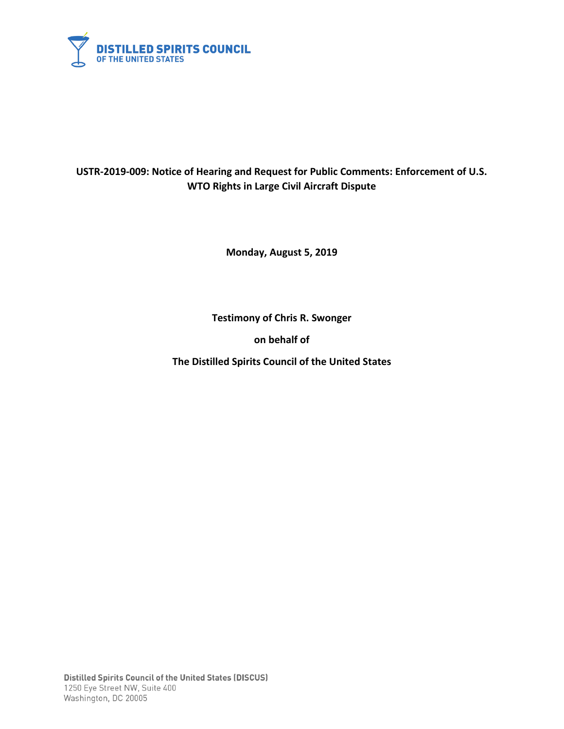**DISTILLED SPIRITS COUNCIL**
**OF THE UNITED STATES**

**USTR-2019-009: Notice of Hearing and Request for Public Comments: Enforcement of U.S. WTO Rights in Large Civil Aircraft Dispute**

**Monday, August 5, 2019**

**Testimony of Chris R. Swonger**

**on behalf of**

**The Distilled Spirits Council of the United States**

**Distilled Spirits Council of the United States (DISCUS)**
1250 Eye Street NW, Suite 400
Washington, DC 20005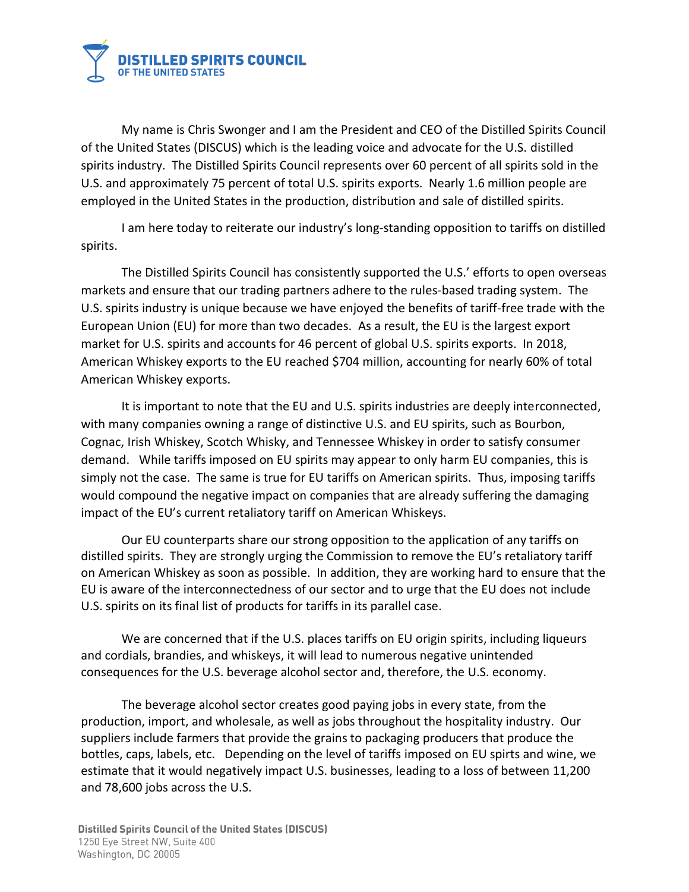**DISTILLED SPIRITS COUNCIL**
**OF THE UNITED STATES**

My name is Chris Swonger and I am the President and CEO of the Distilled Spirits Council of the United States (DISCUS) which is the leading voice and advocate for the U.S. distilled spirits industry. The Distilled Spirits Council represents over 60 percent of all spirits sold in the U.S. and approximately 75 percent of total U.S. spirits exports. Nearly 1.6 million people are employed in the United States in the production, distribution and sale of distilled spirits.

I am here today to reiterate our industry's long-standing opposition to tariffs on distilled spirits.

The Distilled Spirits Council has consistently supported the U.S.' efforts to open overseas markets and ensure that our trading partners adhere to the rules-based trading system. The U.S. spirits industry is unique because we have enjoyed the benefits of tariff-free trade with the European Union (EU) for more than two decades. As a result, the EU is the largest export market for U.S. spirits and accounts for 46 percent of global U.S. spirits exports. In 2018, American Whiskey exports to the EU reached $704 million, accounting for nearly 60% of total American Whiskey exports.

It is important to note that the EU and U.S. spirits industries are deeply interconnected, with many companies owning a range of distinctive U.S. and EU spirits, such as Bourbon, Cognac, Irish Whiskey, Scotch Whisky, and Tennessee Whiskey in order to satisfy consumer demand. While tariffs imposed on EU spirits may appear to only harm EU companies, this is simply not the case. The same is true for EU tariffs on American spirits. Thus, imposing tariffs would compound the negative impact on companies that are already suffering the damaging impact of the EU's current retaliatory tariff on American Whiskeys.

Our EU counterparts share our strong opposition to the application of any tariffs on distilled spirits. They are strongly urging the Commission to remove the EU's retaliatory tariff on American Whiskey as soon as possible. In addition, they are working hard to ensure that the EU is aware of the interconnectedness of our sector and to urge that the EU does not include U.S. spirits on its final list of products for tariffs in its parallel case.

We are concerned that if the U.S. places tariffs on EU origin spirits, including liqueurs and cordials, brandies, and whiskeys, it will lead to numerous negative unintended consequences for the U.S. beverage alcohol sector and, therefore, the U.S. economy.

The beverage alcohol sector creates good paying jobs in every state, from the production, import, and wholesale, as well as jobs throughout the hospitality industry. Our suppliers include farmers that provide the grains to packaging producers that produce the bottles, caps, labels, etc. Depending on the level of tariffs imposed on EU spirts and wine, we estimate that it would negatively impact U.S. businesses, leading to a loss of between 11,200 and 78,600 jobs across the U.S.

Distilled Spirits Council of the United States (DISCUS)
1250 Eye Street NW, Suite 400
Washington, DC 20005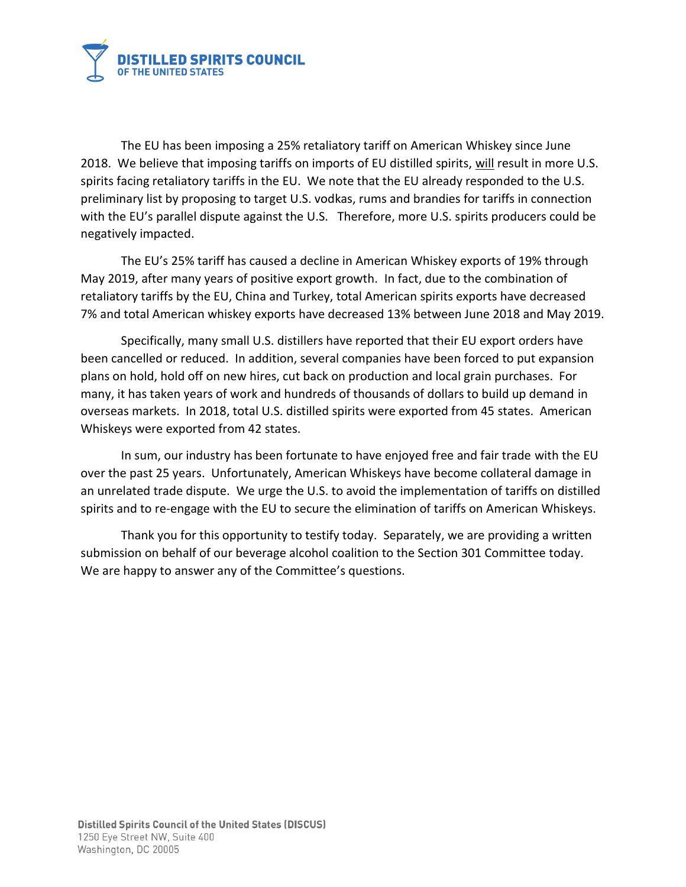The EU has been imposing a 25% retaliatory tariff on American Whiskey since June 2018. We believe that imposing tariffs on imports of EU distilled spirits, <u>will</u> result in more U.S. spirits facing retaliatory tariffs in the EU. We note that the EU already responded to the U.S. preliminary list by proposing to target U.S. vodkas, rums and brandies for tariffs in connection with the EU's parallel dispute against the U.S. Therefore, more U.S. spirits producers could be negatively impacted.

The EU's 25% tariff has caused a decline in American Whiskey exports of 19% through May 2019, after many years of positive export growth. In fact, due to the combination of retaliatory tariffs by the EU, China and Turkey, total American spirits exports have decreased 7% and total American whiskey exports have decreased 13% between June 2018 and May 2019.

Specifically, many small U.S. distillers have reported that their EU export orders have been cancelled or reduced. In addition, several companies have been forced to put expansion plans on hold, hold off on new hires, cut back on production and local grain purchases. For many, it has taken years of work and hundreds of thousands of dollars to build up demand in overseas markets. In 2018, total U.S. distilled spirits were exported from 45 states. American Whiskeys were exported from 42 states.

In sum, our industry has been fortunate to have enjoyed free and fair trade with the EU over the past 25 years. Unfortunately, American Whiskeys have become collateral damage in an unrelated trade dispute. We urge the U.S. to avoid the implementation of tariffs on distilled spirits and to re-engage with the EU to secure the elimination of tariffs on American Whiskeys.

Thank you for this opportunity to testify today. Separately, we are providing a written submission on behalf of our beverage alcohol coalition to the Section 301 Committee today. We are happy to answer any of the Committee's questions.